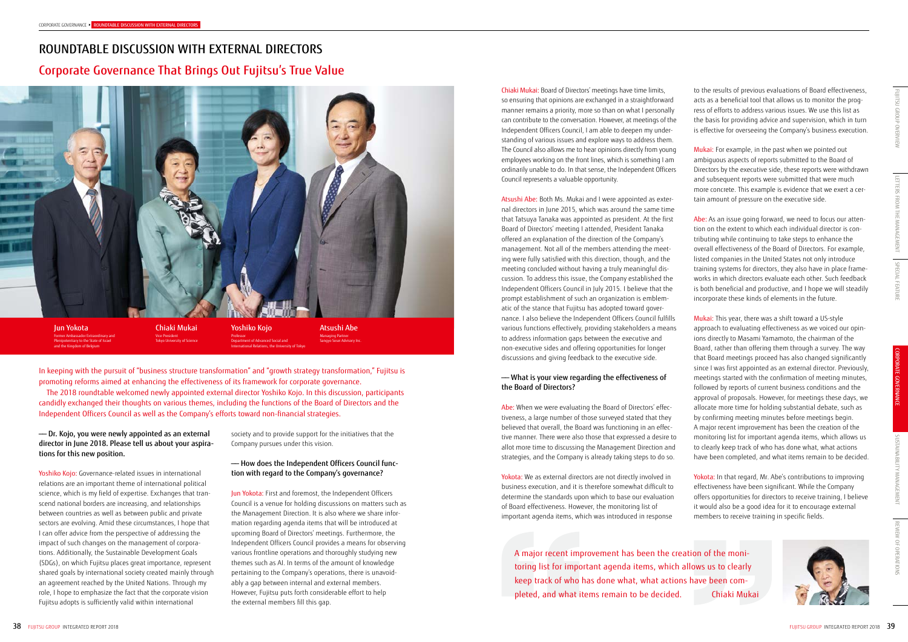# ROUNDTABLE DISCUSSION WITH EXTERNAL DIRECTORS

## Corporate Governance That Brings Out Fujitsu's True Value

**Jun Yokota**
Former Ambassador Extraordinary and Plenipotentiary to the State of Israel and the Kingdom of Belgium

**Chiaki Mukai**
Vice President
Tokyo University of Science

**Yoshiko Kojo**
Professor
Department of Advanced Social and International Relations, the University of Tokyo

**Atsushi Abe**
Managing Partner
Sangyo Sosei Advisory Inc.

In keeping with the pursuit of "business structure transformation" and "growth strategy transformation," Fujitsu is promoting reforms aimed at enhancing the effectiveness of its framework for corporate governance.

The 2018 roundtable welcomed newly appointed external director Yoshiko Kojo. In this discussion, participants candidly exchanged their thoughts on various themes, including the functions of the Board of Directors and the Independent Officers Council as well as the Company's efforts toward non-financial strategies.

**— Dr. Kojo, you were newly appointed as an external director in June 2018. Please tell us about your aspirations for this new position.**

Yoshiko Kojo: Governance-related issues in international relations are an important theme of international political science, which is my field of expertise. Exchanges that transcend national borders are increasing, and relationships between countries as well as between public and private sectors are evolving. Amid these circumstances, I hope that I can offer advice from the perspective of addressing the impact of such changes on the management of corporations. Additionally, the Sustainable Development Goals (SDGs), on which Fujitsu places great importance, represent shared goals by international society created mainly through an agreement reached by the United Nations. Through my role, I hope to emphasize the fact that the corporate vision Fujitsu adopts is sufficiently valid within international society and to provide support for the initiatives that the Company pursues under this vision.

**— How does the Independent Officers Council function with regard to the Company's governance?**

Jun Yokota: First and foremost, the Independent Officers Council is a venue for holding discussions on matters such as the Management Direction. It is also where we share information regarding agenda items that will be introduced at upcoming Board of Directors' meetings. Furthermore, the Independent Officers Council provides a means for observing various frontline operations and thoroughly studying new themes such as AI. In terms of the amount of knowledge pertaining to the Company's operations, there is unavoidably a gap between internal and external members. However, Fujitsu puts forth considerable effort to help the external members fill this gap.

Chiaki Mukai: Board of Directors' meetings have time limits, so ensuring that opinions are exchanged in a straightforward manner remains a priority, more so than on what I personally can contribute to the conversation. However, at meetings of the Independent Officers Council, I am able to deepen my understanding of various issues and explore ways to address them. The Council also allows me to hear opinions directly from young employees working on the front lines, which is something I am ordinarily unable to do. In that sense, the Independent Officers Council represents a valuable opportunity.

Atsushi Abe: Both Ms. Mukai and I were appointed as external directors in June 2015, which was around the same time that Tatsuya Tanaka was appointed as president. At the first Board of Directors' meeting I attended, President Tanaka offered an explanation of the direction of the Company's management. Not all of the members attending the meeting were fully satisfied with this direction, though, and the meeting concluded without having a truly meaningful discussion. To address this issue, the Company established the Independent Officers Council in July 2015. I believe that the prompt establishment of such an organization is emblematic of the stance that Fujitsu has adopted toward governance. I also believe the Independent Officers Council fulfills various functions effectively, providing stakeholders a means to address information gaps between the executive and non-executive sides and offering opportunities for longer discussions and giving feedback to the executive side.

**— What is your view regarding the effectiveness of the Board of Directors?**

Abe: When we were evaluating the Board of Directors' effectiveness, a large number of those surveyed stated that they believed that overall, the Board was functioning in an effective manner. There were also those that expressed a desire to allot more time to discussing the Management Direction and strategies, and the Company is already taking steps to do so.

Yokota: We as external directors are not directly involved in business execution, and it is therefore somewhat difficult to determine the standards upon which to base our evaluation of Board effectiveness. However, the monitoring list of important agenda items, which was introduced in response to the results of previous evaluations of Board effectiveness, acts as a beneficial tool that allows us to monitor the progress of efforts to address various issues. We use this list as the basis for providing advice and supervision, which in turn is effective for overseeing the Company's business execution.

Mukai: For example, in the past when we pointed out ambiguous aspects of reports submitted to the Board of Directors by the executive side, these reports were withdrawn and subsequent reports were submitted that were much more concrete. This example is evidence that we exert a certain amount of pressure on the executive side.

Abe: As an issue going forward, we need to focus our attention on the extent to which each individual director is contributing while continuing to take steps to enhance the overall effectiveness of the Board of Directors. For example, listed companies in the United States not only introduce training systems for directors, they also have in place frameworks in which directors evaluate each other. Such feedback is both beneficial and productive, and I hope we will steadily incorporate these kinds of elements in the future.

Mukai: This year, there was a shift toward a US-style approach to evaluating effectiveness as we voiced our opinions directly to Masami Yamamoto, the chairman of the Board, rather than offering them through a survey. The way that Board meetings proceed has also changed significantly since I was first appointed as an external director. Previously, meetings started with the confirmation of meeting minutes, followed by reports of current business conditions and the approval of proposals. However, for meetings these days, we allocate more time for holding substantial debate, such as by confirming meeting minutes before meetings begin. A major recent improvement has been the creation of the monitoring list for important agenda items, which allows us to clearly keep track of who has done what, what actions have been completed, and what items remain to be decided.

Yokota: In that regard, Mr. Abe's contributions to improving effectiveness have been significant. While the Company offers opportunities for directors to receive training, I believe it would also be a good idea for it to encourage external members to receive training in specific fields.

> A major recent improvement has been the creation of the monitoring list for important agenda items, which allows us to clearly keep track of who has done what, what actions have been completed, and what items remain to be decided. — Chiaki Mukai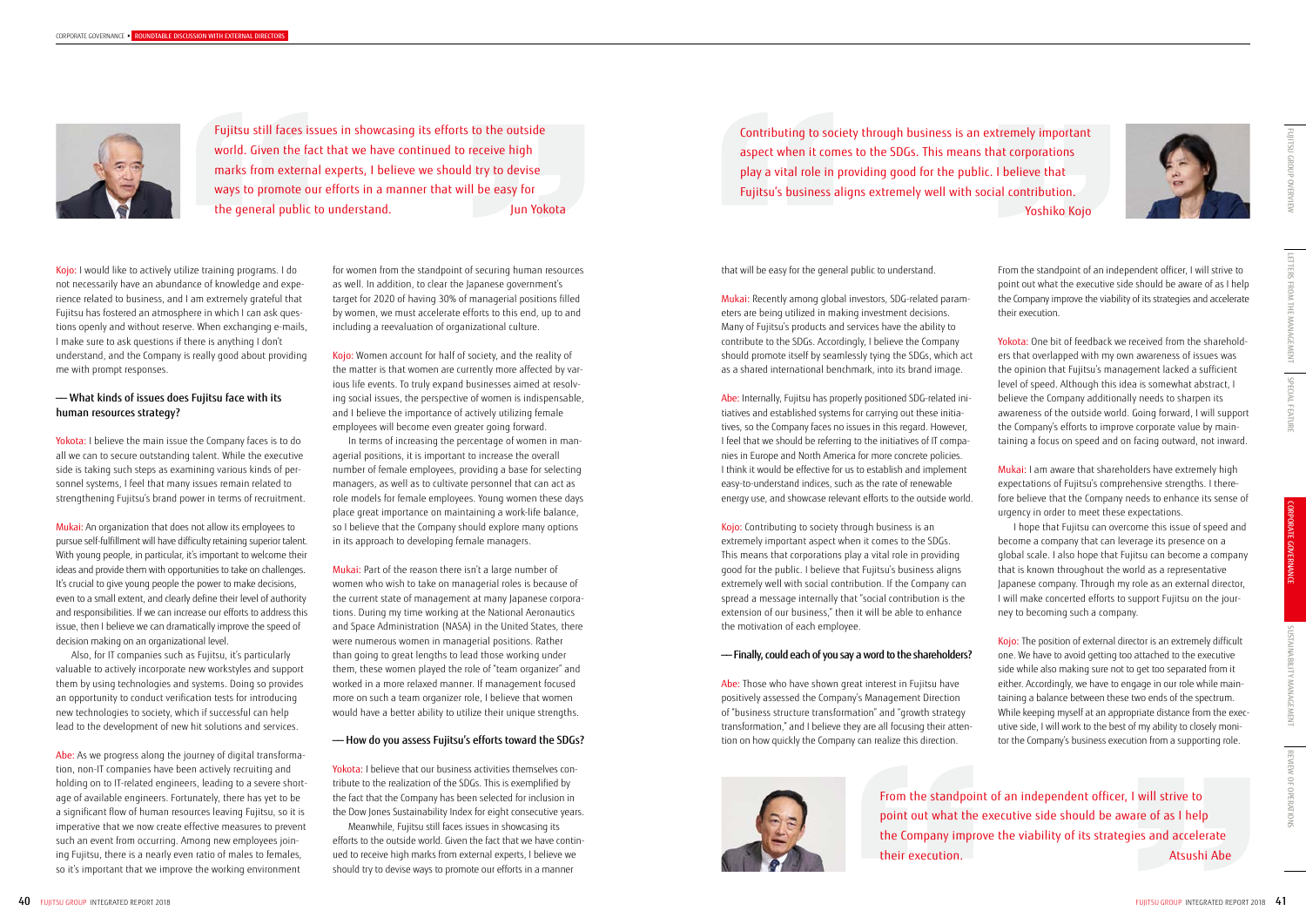> Fujitsu still faces issues in showcasing its efforts to the outside world. Given the fact that we have continued to receive high marks from external experts, I believe we should try to devise ways to promote our efforts in a manner that will be easy for the general public to understand.
> — Jun Yokota

> Contributing to society through business is an extremely important aspect when it comes to the SDGs. This means that corporations play a vital role in providing good for the public. I believe that Fujitsu's business aligns extremely well with social contribution.
> — Yoshiko Kojo

Kojo: I would like to actively utilize training programs. I do not necessarily have an abundance of knowledge and experience related to business, and I am extremely grateful that Fujitsu has fostered an atmosphere in which I can ask questions openly and without reserve. When exchanging e-mails, I make sure to ask questions if there is anything I don't understand, and the Company is really good about providing me with prompt responses.

### — What kinds of issues does Fujitsu face with its human resources strategy?

Yokota: I believe the main issue the Company faces is to do all we can to secure outstanding talent. While the executive side is taking such steps as examining various kinds of personnel systems, I feel that many issues remain related to strengthening Fujitsu's brand power in terms of recruitment.

Mukai: An organization that does not allow its employees to pursue self-fulfillment will have difficulty retaining superior talent. With young people, in particular, it's important to welcome their ideas and provide them with opportunities to take on challenges. It's crucial to give young people the power to make decisions, even to a small extent, and clearly define their level of authority and responsibilities. If we can increase our efforts to address this issue, then I believe we can dramatically improve the speed of decision making on an organizational level.

Also, for IT companies such as Fujitsu, it's particularly valuable to actively incorporate new workstyles and support them by using technologies and systems. Doing so provides an opportunity to conduct verification tests for introducing new technologies to society, which if successful can help lead to the development of new hit solutions and services.

Abe: As we progress along the journey of digital transformation, non-IT companies have been actively recruiting and holding on to IT-related engineers, leading to a severe shortage of available engineers. Fortunately, there has yet to be a significant flow of human resources leaving Fujitsu, so it is imperative that we now create effective measures to prevent such an event from occurring. Among new employees joining Fujitsu, there is a nearly even ratio of males to females, so it's important that we improve the working environment for women from the standpoint of securing human resources as well. In addition, to clear the Japanese government's target for 2020 of having 30% of managerial positions filled by women, we must accelerate efforts to this end, up to and including a reevaluation of organizational culture.

Kojo: Women account for half of society, and the reality of the matter is that women are currently more affected by various life events. To truly expand businesses aimed at resolving social issues, the perspective of women is indispensable, and I believe the importance of actively utilizing female employees will become even greater going forward.

In terms of increasing the percentage of women in managerial positions, it is important to increase the overall number of female employees, providing a base for selecting managers, as well as to cultivate personnel that can act as role models for female employees. Young women these days place great importance on maintaining a work-life balance, so I believe that the Company should explore many options in its approach to developing female managers.

Mukai: Part of the reason there isn't a large number of women who wish to take on managerial roles is because of the current state of management at many Japanese corporations. During my time working at the National Aeronautics and Space Administration (NASA) in the United States, there were numerous women in managerial positions. Rather than going to great lengths to lead those working under them, these women played the role of "team organizer" and worked in a more relaxed manner. If management focused more on such a team organizer role, I believe that women would have a better ability to utilize their unique strengths.

### — How do you assess Fujitsu's efforts toward the SDGs?

Yokota: I believe that our business activities themselves contribute to the realization of the SDGs. This is exemplified by the fact that the Company has been selected for inclusion in the Dow Jones Sustainability Index for eight consecutive years.

Meanwhile, Fujitsu still faces issues in showcasing its efforts to the outside world. Given the fact that we have continued to receive high marks from external experts, I believe we should try to devise ways to promote our efforts in a manner that will be easy for the general public to understand.

Mukai: Recently among global investors, SDG-related parameters are being utilized in making investment decisions. Many of Fujitsu's products and services have the ability to contribute to the SDGs. Accordingly, I believe the Company should promote itself by seamlessly tying the SDGs, which act as a shared international benchmark, into its brand image.

Abe: Internally, Fujitsu has properly positioned SDG-related initiatives and established systems for carrying out these initiatives, so the Company faces no issues in this regard. However, I feel that we should be referring to the initiatives of IT companies in Europe and North America for more concrete policies. I think it would be effective for us to establish and implement easy-to-understand indices, such as the rate of renewable energy use, and showcase relevant efforts to the outside world.

Kojo: Contributing to society through business is an extremely important aspect when it comes to the SDGs. This means that corporations play a vital role in providing good for the public. I believe that Fujitsu's business aligns extremely well with social contribution. If the Company can spread a message internally that "social contribution is the extension of our business," then it will be able to enhance the motivation of each employee.

### — Finally, could each of you say a word to the shareholders?

Abe: Those who have shown great interest in Fujitsu have positively assessed the Company's Management Direction of "business structure transformation" and "growth strategy transformation," and I believe they are all focusing their attention on how quickly the Company can realize this direction. From the standpoint of an independent officer, I will strive to point out what the executive side should be aware of as I help the Company improve the viability of its strategies and accelerate their execution.

Yokota: One bit of feedback we received from the shareholders that overlapped with my own awareness of issues was the opinion that Fujitsu's management lacked a sufficient level of speed. Although this idea is somewhat abstract, I believe the Company additionally needs to sharpen its awareness of the outside world. Going forward, I will support the Company's efforts to improve corporate value by maintaining a focus on speed and on facing outward, not inward.

Mukai: I am aware that shareholders have extremely high expectations of Fujitsu's comprehensive strengths. I therefore believe that the Company needs to enhance its sense of urgency in order to meet these expectations.

I hope that Fujitsu can overcome this issue of speed and become a company that can leverage its presence on a global scale. I also hope that Fujitsu can become a company that is known throughout the world as a representative Japanese company. Through my role as an external director, I will make concerted efforts to support Fujitsu on the journey to becoming such a company.

Kojo: The position of external director is an extremely difficult one. We have to avoid getting too attached to the executive side while also making sure not to get too separated from it either. Accordingly, we have to engage in our role while maintaining a balance between these two ends of the spectrum. While keeping myself at an appropriate distance from the executive side, I will work to the best of my ability to closely monitor the Company's business execution from a supporting role.

> From the standpoint of an independent officer, I will strive to point out what the executive side should be aware of as I help the Company improve the viability of its strategies and accelerate their execution.
> — Atsushi Abe